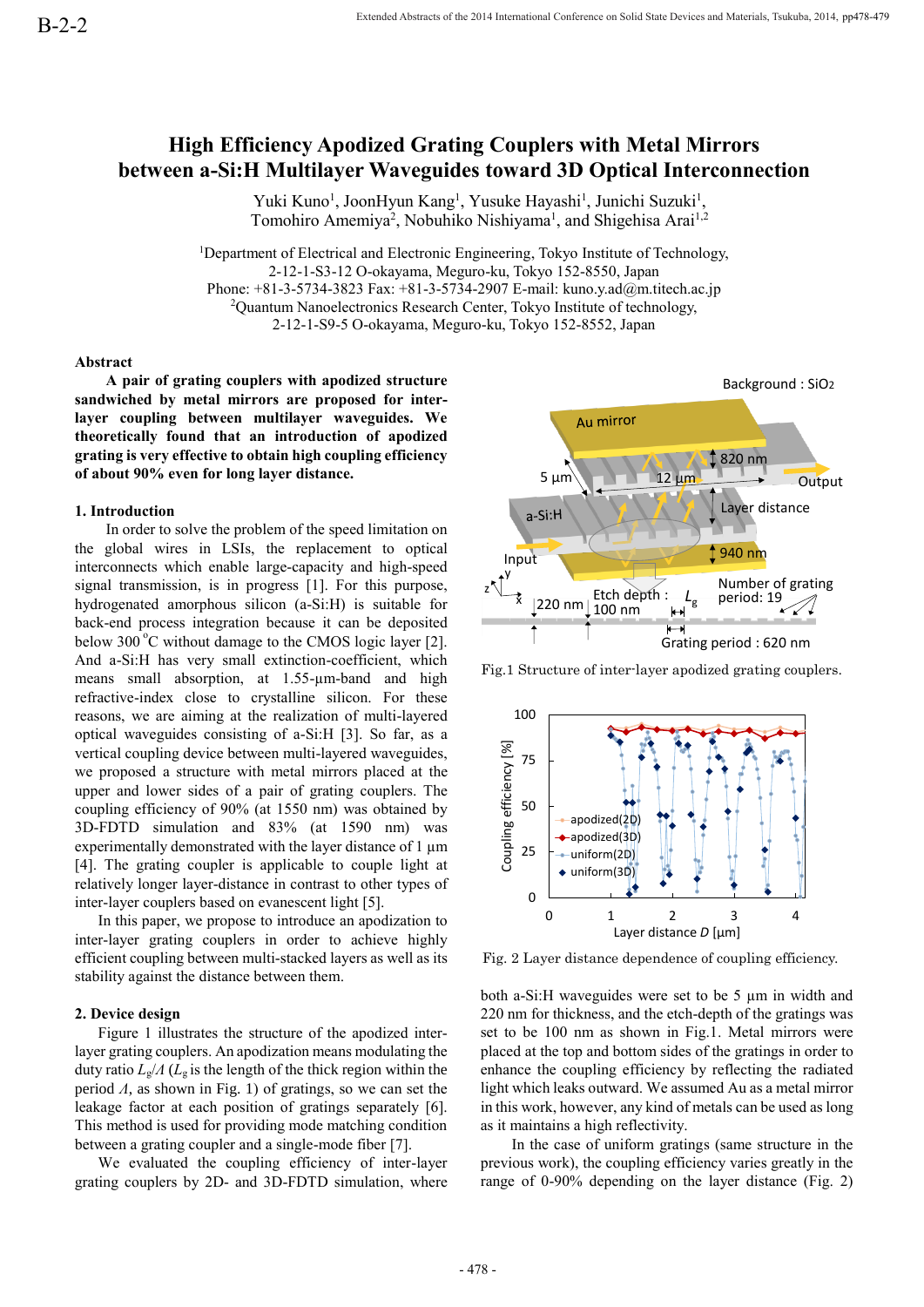B-2-2

# High Efficiency Apodized Grating Couplers with Metal Mirrors between a-Si:H Multilayer Waveguides toward 3D Optical Interconnection

Yuki Kuno[1], JoonHyun Kang[1], Yusuke Hayashi[1], Junichi Suzuki[1], Tomohiro Amemiya[2], Nobuhiko Nishiyama[1], and Shigehisa Arai[1,2]

[1]Department of Electrical and Electronic Engineering, Tokyo Institute of Technology, 2-12-1-S3-12 O-okayama, Meguro-ku, Tokyo 152-8550, Japan
Phone: +81-3-5734-3823 Fax: +81-3-5734-2907 E-mail: kuno.y.ad@m.titech.ac.jp
[2]Quantum Nanoelectronics Research Center, Tokyo Institute of technology, 2-12-1-S9-5 O-okayama, Meguro-ku, Tokyo 152-8552, Japan

## Abstract

**A pair of grating couplers with apodized structure sandwiched by metal mirrors are proposed for inter-layer coupling between multilayer waveguides. We theoretically found that an introduction of apodized grating is very effective to obtain high coupling efficiency of about 90% even for long layer distance.**

## 1. Introduction

In order to solve the problem of the speed limitation on the global wires in LSIs, the replacement to optical interconnects which enable large-capacity and high-speed signal transmission, is in progress [1]. For this purpose, hydrogenated amorphous silicon (a-Si:H) is suitable for back-end process integration because it can be deposited below 300 °C without damage to the CMOS logic layer [2]. And a-Si:H has very small extinction-coefficient, which means small absorption, at 1.55-µm-band and high refractive-index close to crystalline silicon. For these reasons, we are aiming at the realization of multi-layered optical waveguides consisting of a-Si:H [3]. So far, as a vertical coupling device between multi-layered waveguides, we proposed a structure with metal mirrors placed at the upper and lower sides of a pair of grating couplers. The coupling efficiency of 90% (at 1550 nm) was obtained by 3D-FDTD simulation and 83% (at 1590 nm) was experimentally demonstrated with the layer distance of 1 µm [4]. The grating coupler is applicable to couple light at relatively longer layer-distance in contrast to other types of inter-layer couplers based on evanescent light [5].

In this paper, we propose to introduce an apodization to inter-layer grating couplers in order to achieve highly efficient coupling between multi-stacked layers as well as its stability against the distance between them.

## 2. Device design

Figure 1 illustrates the structure of the apodized inter-layer grating couplers. An apodization means modulating the duty ratio $L_g/\Lambda$ ($L_g$ is the length of the thick region within the period $\Lambda$, as shown in Fig. 1) of gratings, so we can set the leakage factor at each position of gratings separately [6]. This method is used for providing mode matching condition between a grating coupler and a single-mode fiber [7].

We evaluated the coupling efficiency of inter-layer grating couplers by 2D- and 3D-FDTD simulation, where

Fig.1 Structure of inter-layer apodized grating couplers.

Fig. 2 Layer distance dependence of coupling efficiency.

both a-Si:H waveguides were set to be 5 µm in width and 220 nm for thickness, and the etch-depth of the gratings was set to be 100 nm as shown in Fig.1. Metal mirrors were placed at the top and bottom sides of the gratings in order to enhance the coupling efficiency by reflecting the radiated light which leaks outward. We assumed Au as a metal mirror in this work, however, any kind of metals can be used as long as it maintains a high reflectivity.

In the case of uniform gratings (same structure in the previous work), the coupling efficiency varies greatly in the range of 0-90% depending on the layer distance (Fig. 2)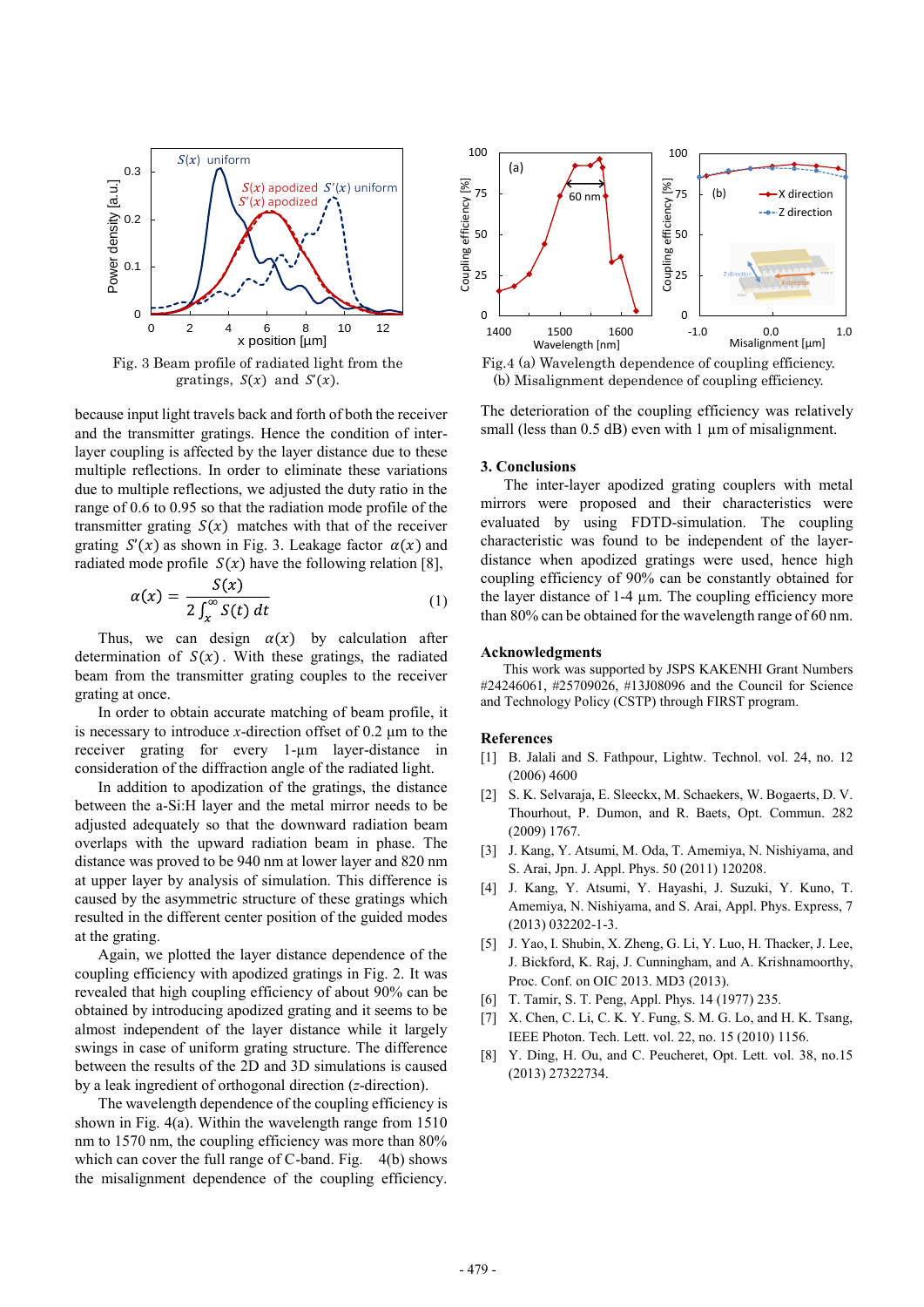0.3
0.2
0.1
0
Power density [a.u.]
0 2 4 6 8 10 12
x position [μm]
$S(x)$ uniform
$S(x)$ apodized $S'(x)$ uniform
$S'(x)$ apodized

Fig. 3 Beam profile of radiated light from the gratings, $S(x)$ and $S'(x)$.

100
75
50
25
0
Coupling efficiency [%]
(a)
60 nm
1400 1500 1600
Wavelength [nm]

100
75
50
25
0
Coupling efficiency [%]
(b)
X direction
Z direction
-1.0 0.0 1.0
Misalignment [μm]

Fig.4 (a) Wavelength dependence of coupling efficiency. (b) Misalignment dependence of coupling efficiency.

because input light travels back and forth of both the receiver and the transmitter gratings. Hence the condition of inter-layer coupling is affected by the layer distance due to these multiple reflections. In order to eliminate these variations due to multiple reflections, we adjusted the duty ratio in the range of 0.6 to 0.95 so that the radiation mode profile of the transmitter grating $S(x)$ matches with that of the receiver grating $S'(x)$ as shown in Fig. 3. Leakage factor $\alpha(x)$ and radiated mode profile $S(x)$ have the following relation [8],

$$\alpha(x) = \frac{S(x)}{2\int_x^\infty S(t)\,dt} \tag{1}$$

Thus, we can design $\alpha(x)$ by calculation after determination of $S(x)$. With these gratings, the radiated beam from the transmitter grating couples to the receiver grating at once.

In order to obtain accurate matching of beam profile, it is necessary to introduce *x*-direction offset of 0.2 μm to the receiver grating for every 1-μm layer-distance in consideration of the diffraction angle of the radiated light.

In addition to apodization of the gratings, the distance between the a-Si:H layer and the metal mirror needs to be adjusted adequately so that the downward radiation beam overlaps with the upward radiation beam in phase. The distance was proved to be 940 nm at lower layer and 820 nm at upper layer by analysis of simulation. This difference is caused by the asymmetric structure of these gratings which resulted in the different center position of the guided modes at the grating.

Again, we plotted the layer distance dependence of the coupling efficiency with apodized gratings in Fig. 2. It was revealed that high coupling efficiency of about 90% can be obtained by introducing apodized grating and it seems to be almost independent of the layer distance while it largely swings in case of uniform grating structure. The difference between the results of the 2D and 3D simulations is caused by a leak ingredient of orthogonal direction (*z*-direction).

The wavelength dependence of the coupling efficiency is shown in Fig. 4(a). Within the wavelength range from 1510 nm to 1570 nm, the coupling efficiency was more than 80% which can cover the full range of C-band. Fig. 4(b) shows the misalignment dependence of the coupling efficiency. The deterioration of the coupling efficiency was relatively small (less than 0.5 dB) even with 1 μm of misalignment.

## 3. Conclusions

The inter-layer apodized grating couplers with metal mirrors were proposed and their characteristics were evaluated by using FDTD-simulation. The coupling characteristic was found to be independent of the layer-distance when apodized gratings were used, hence high coupling efficiency of 90% can be constantly obtained for the layer distance of 1-4 μm. The coupling efficiency more than 80% can be obtained for the wavelength range of 60 nm.

## Acknowledgments

This work was supported by JSPS KAKENHI Grant Numbers #24246061, #25709026, #13J08096 and the Council for Science and Technology Policy (CSTP) through FIRST program.

## References

[1] B. Jalali and S. Fathpour, Lightw. Technol. vol. 24, no. 12 (2006) 4600

[2] S. K. Selvaraja, E. Sleeckx, M. Schaekers, W. Bogaerts, D. V. Thourhout, P. Dumon, and R. Baets, Opt. Commun. 282 (2009) 1767.

[3] J. Kang, Y. Atsumi, M. Oda, T. Amemiya, N. Nishiyama, and S. Arai, Jpn. J. Appl. Phys. 50 (2011) 120208.

[4] J. Kang, Y. Atsumi, Y. Hayashi, J. Suzuki, Y. Kuno, T. Amemiya, N. Nishiyama, and S. Arai, Appl. Phys. Express, 7 (2013) 032202-1-3.

[5] J. Yao, I. Shubin, X. Zheng, G. Li, Y. Luo, H. Thacker, J. Lee, J. Bickford, K. Raj, J. Cunningham, and A. Krishnamoorthy, Proc. Conf. on OIC 2013. MD3 (2013).

[6] T. Tamir, S. T. Peng, Appl. Phys. 14 (1977) 235.

[7] X. Chen, C. Li, C. K. Y. Fung, S. M. G. Lo, and H. K. Tsang, IEEE Photon. Tech. Lett. vol. 22, no. 15 (2010) 1156.

[8] Y. Ding, H. Ou, and C. Peucheret, Opt. Lett. vol. 38, no.15 (2013) 27322734.